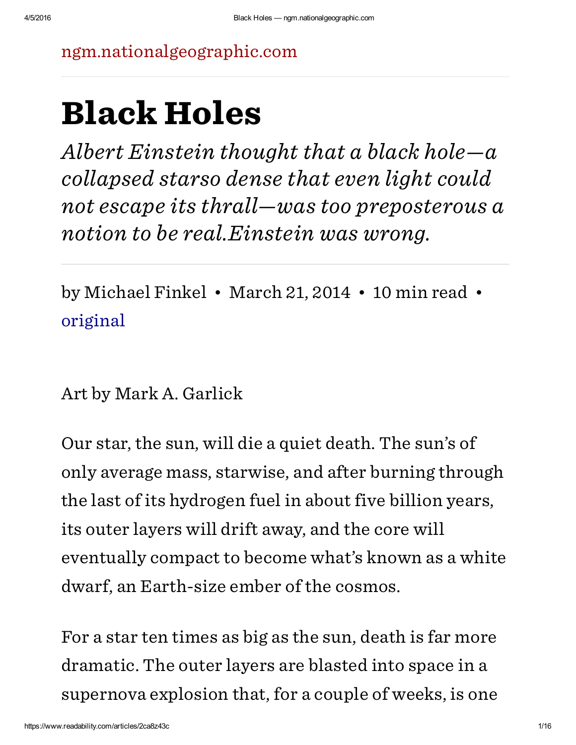ngm.nationalgeographic.com

# Black Holes

*Albert Einstein thought that a black hole—a collapsed starso dense that even light could not escape its thrall—was too preposterous a notion to be real.Einstein was wrong.*

by Michael Finkel • March 21, 2014 • 10 min read • original

Art by Mark A. Garlick

Our star, the sun, will die a quiet death. The sun's of only average mass, starwise, and after burning through the last of its hydrogen fuel in about five billion years, its outer layers will drift away, and the core will eventually compact to become what's known as a white dwarf, an Earth-size ember of the cosmos.

For a star ten times as big as the sun, death is far more dramatic. The outer layers are blasted into space in a supernova explosion that, for a couple of weeks, is one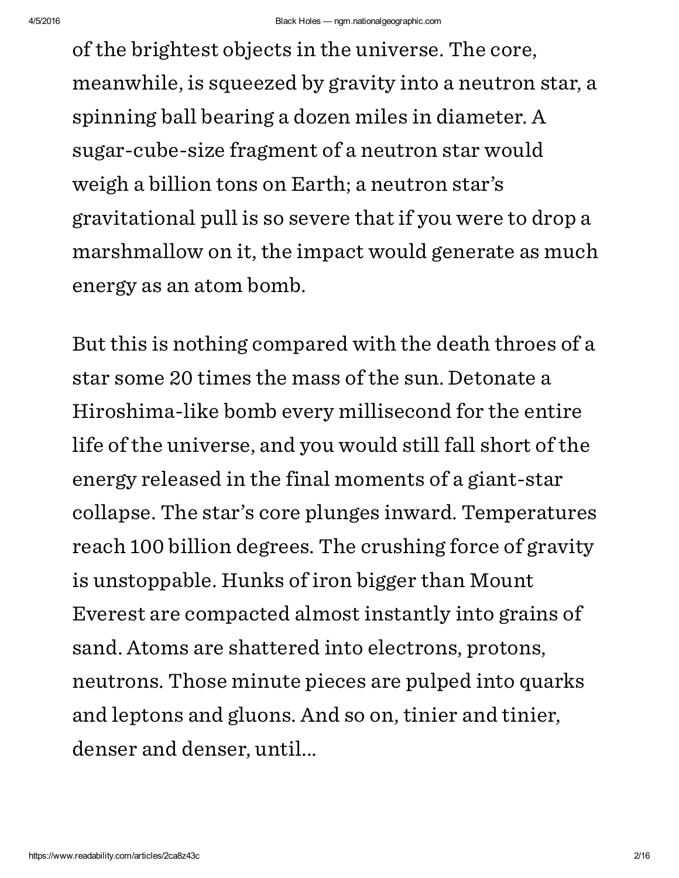of the brightest objects in the universe. The core, meanwhile, is squeezed by gravity into a neutron star, a spinning ball bearing a dozen miles in diameter. A sugar-cube-size fragment of a neutron star would weigh a billion tons on Earth; a neutron star's gravitational pull is so severe that if you were to drop a marshmallow on it, the impact would generate as much energy as an atom bomb.

But this is nothing compared with the death throes of a star some 20 times the mass of the sun. Detonate a Hiroshima-like bomb every millisecond for the entire life of the universe, and you would still fall short of the energy released in the final moments of a giant-star collapse. The star's core plunges inward. Temperatures reach 100 billion degrees. The crushing force of gravity is unstoppable. Hunks of iron bigger than Mount Everest are compacted almost instantly into grains of sand. Atoms are shattered into electrons, protons, neutrons. Those minute pieces are pulped into quarks and leptons and gluons. And so on, tinier and tinier, denser and denser, until...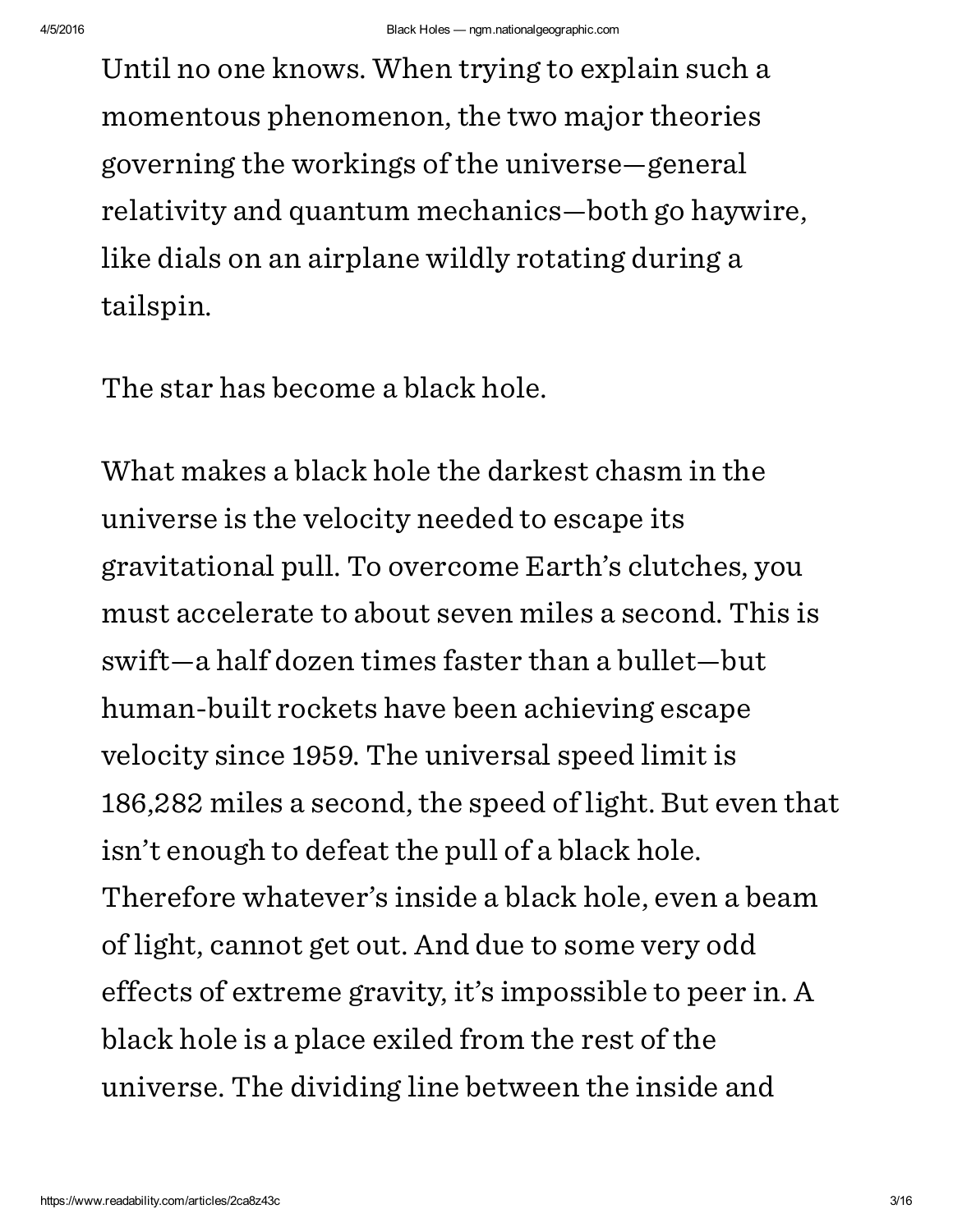Until no one knows. When trying to explain such a momentous phenomenon, the two major theories governing the workings of the universe—general relativity and quantum mechanics—both go haywire, like dials on an airplane wildly rotating during a tailspin.

The star has become a black hole.

What makes a black hole the darkest chasm in the universe is the velocity needed to escape its gravitational pull. To overcome Earth's clutches, you must accelerate to about seven miles a second. This is swift—a half dozen times faster than a bullet—but human-built rockets have been achieving escape velocity since 1959. The universal speed limit is 186,282 miles a second, the speed of light. But even that isn't enough to defeat the pull of a black hole. Therefore whatever's inside a black hole, even a beam of light, cannot get out. And due to some very odd effects of extreme gravity, it's impossible to peer in. A black hole is a place exiled from the rest of the universe. The dividing line between the inside and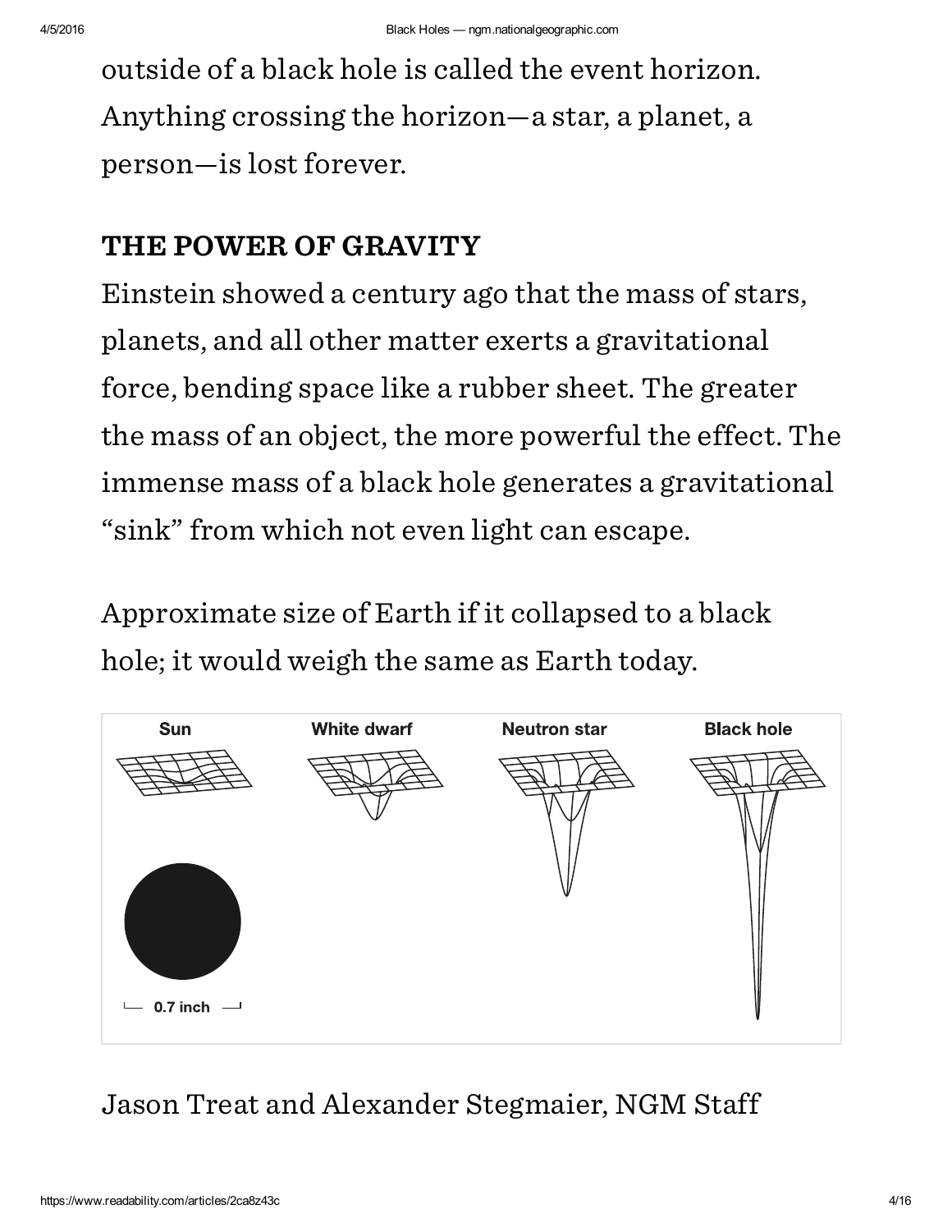outside of a black hole is called the event horizon. Anything crossing the horizon—a star, a planet, a person—is lost forever.

## THE POWER OF GRAVITY

Einstein showed a century ago that the mass of stars, planets, and all other matter exerts a gravitational force, bending space like a rubber sheet. The greater the mass of an object, the more powerful the effect. The immense mass of a black hole generates a gravitational "sink" from which not even light can escape.

Approximate size of Earth if it collapsed to a black hole; it would weigh the same as Earth today.

Sun

White dwarf

Neutron star

Black hole

0.7 inch

Jason Treat and Alexander Stegmaier, NGM Staff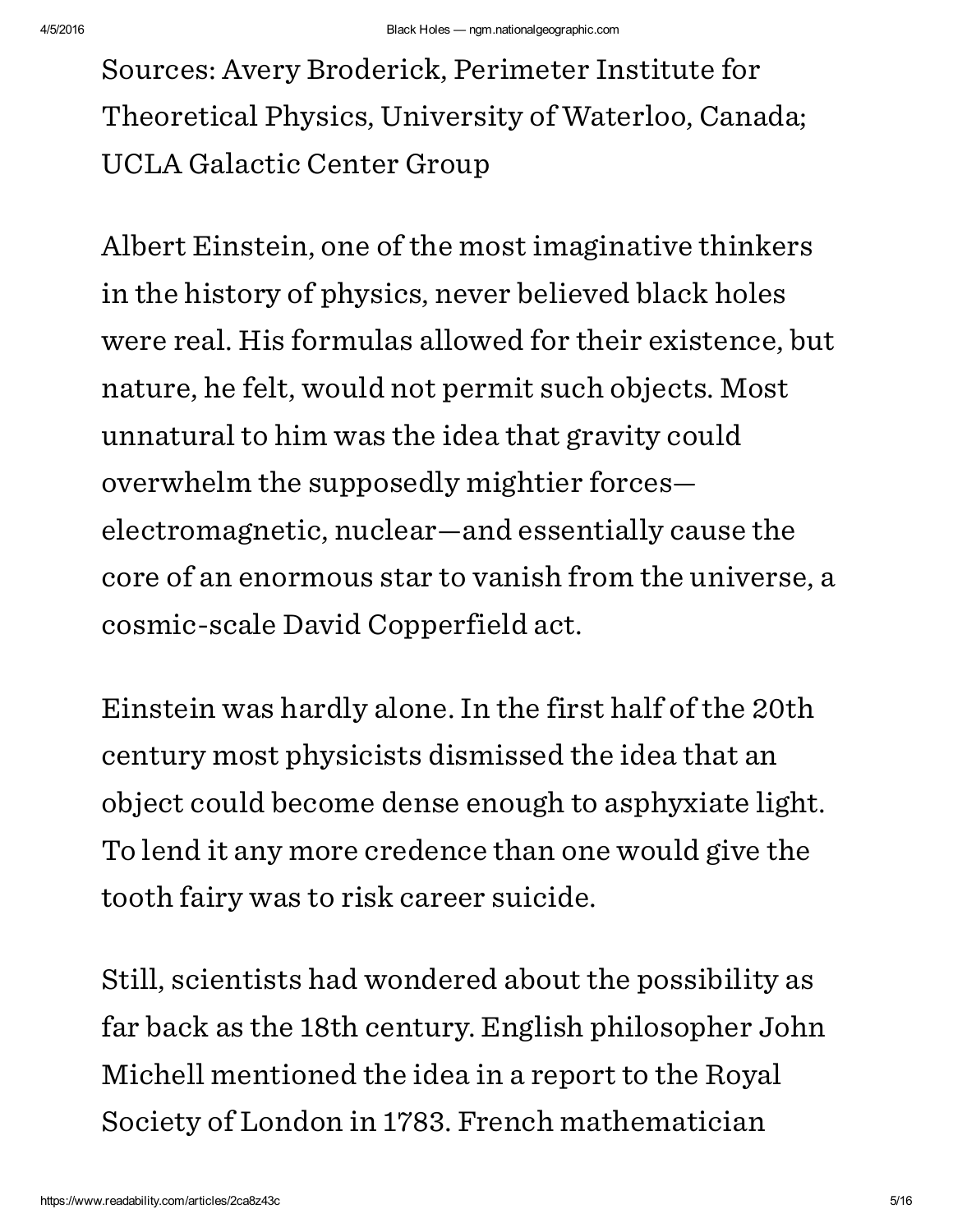Sources: Avery Broderick, Perimeter Institute for Theoretical Physics, University of Waterloo, Canada; UCLA Galactic Center Group

Albert Einstein, one of the most imaginative thinkers in the history of physics, never believed black holes were real. His formulas allowed for their existence, but nature, he felt, would not permit such objects. Most unnatural to him was the idea that gravity could overwhelm the supposedly mightier forces—electromagnetic, nuclear—and essentially cause the core of an enormous star to vanish from the universe, a cosmic-scale David Copperfield act.

Einstein was hardly alone. In the first half of the 20th century most physicists dismissed the idea that an object could become dense enough to asphyxiate light. To lend it any more credence than one would give the tooth fairy was to risk career suicide.

Still, scientists had wondered about the possibility as far back as the 18th century. English philosopher John Michell mentioned the idea in a report to the Royal Society of London in 1783. French mathematician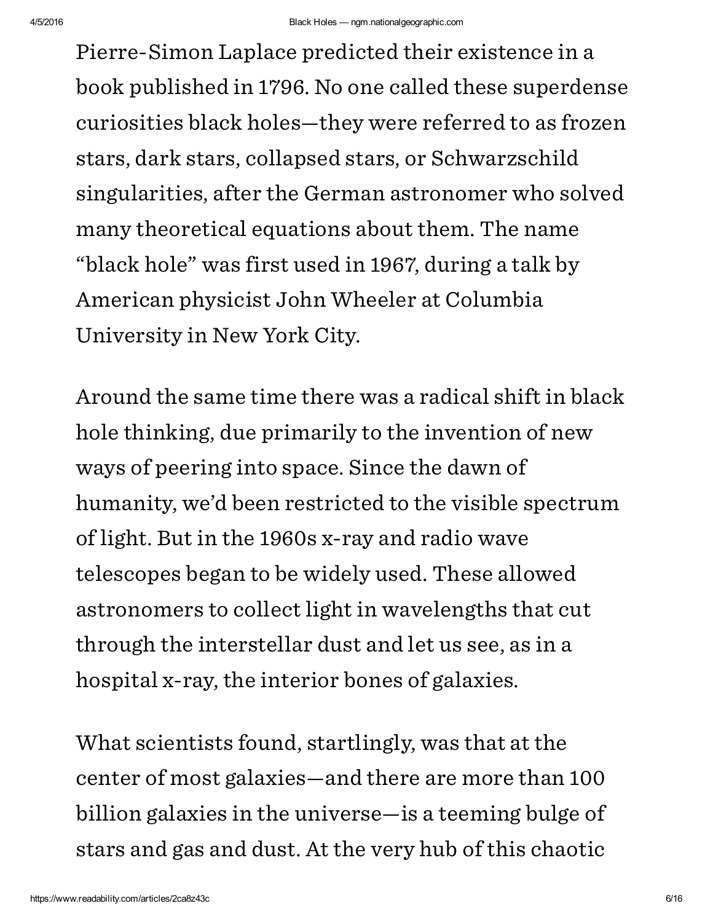Pierre-Simon Laplace predicted their existence in a book published in 1796. No one called these superdense curiosities black holes—they were referred to as frozen stars, dark stars, collapsed stars, or Schwarzschild singularities, after the German astronomer who solved many theoretical equations about them. The name “black hole” was first used in 1967, during a talk by American physicist John Wheeler at Columbia University in New York City.

Around the same time there was a radical shift in black hole thinking, due primarily to the invention of new ways of peering into space. Since the dawn of humanity, we’d been restricted to the visible spectrum of light. But in the 1960s x-ray and radio wave telescopes began to be widely used. These allowed astronomers to collect light in wavelengths that cut through the interstellar dust and let us see, as in a hospital x-ray, the interior bones of galaxies.

What scientists found, startlingly, was that at the center of most galaxies—and there are more than 100 billion galaxies in the universe—is a teeming bulge of stars and gas and dust. At the very hub of this chaotic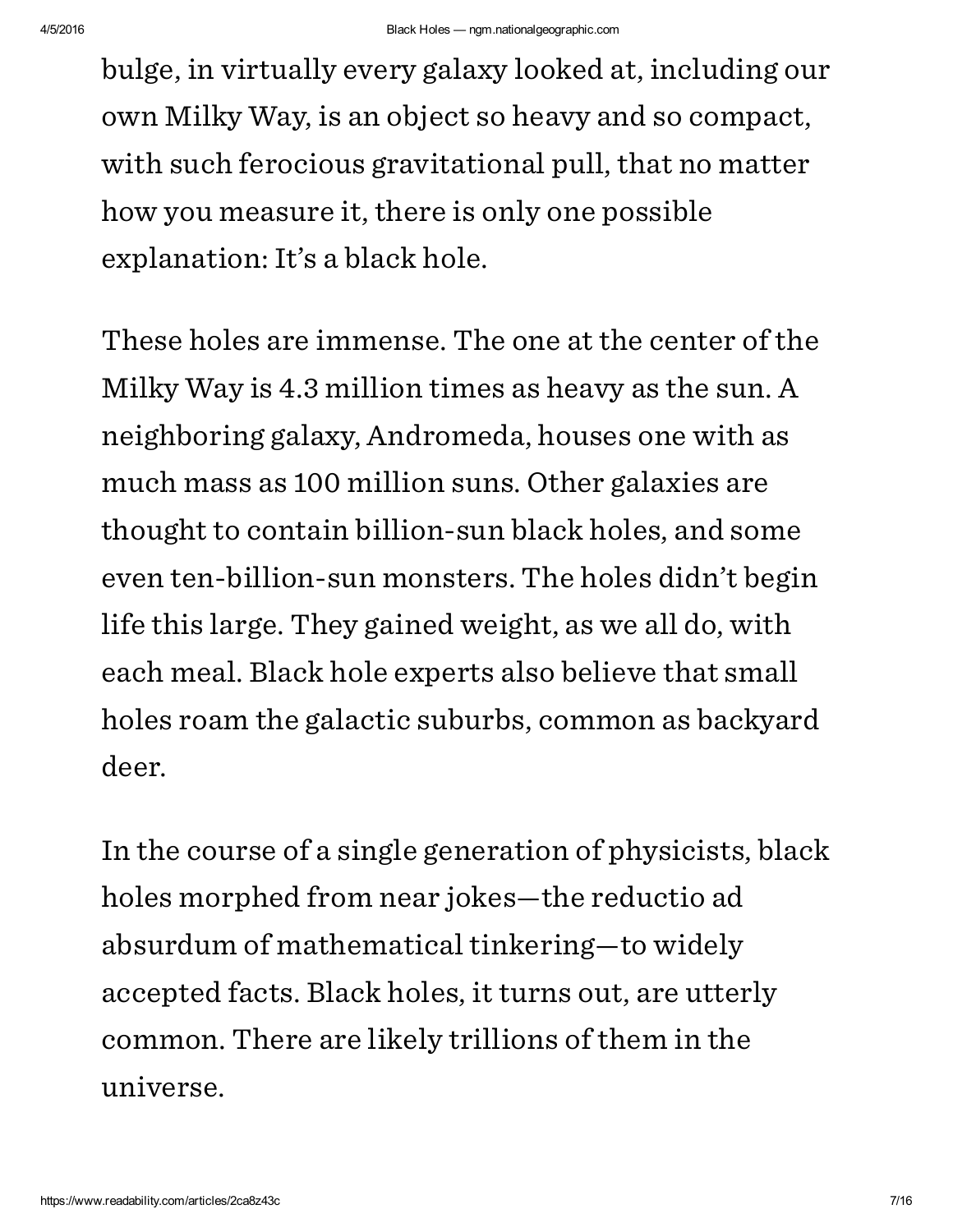bulge, in virtually every galaxy looked at, including our own Milky Way, is an object so heavy and so compact, with such ferocious gravitational pull, that no matter how you measure it, there is only one possible explanation: It's a black hole.

These holes are immense. The one at the center of the Milky Way is 4.3 million times as heavy as the sun. A neighboring galaxy, Andromeda, houses one with as much mass as 100 million suns. Other galaxies are thought to contain billion-sun black holes, and some even ten-billion-sun monsters. The holes didn't begin life this large. They gained weight, as we all do, with each meal. Black hole experts also believe that small holes roam the galactic suburbs, common as backyard deer.

In the course of a single generation of physicists, black holes morphed from near jokes—the reductio ad absurdum of mathematical tinkering—to widely accepted facts. Black holes, it turns out, are utterly common. There are likely trillions of them in the universe.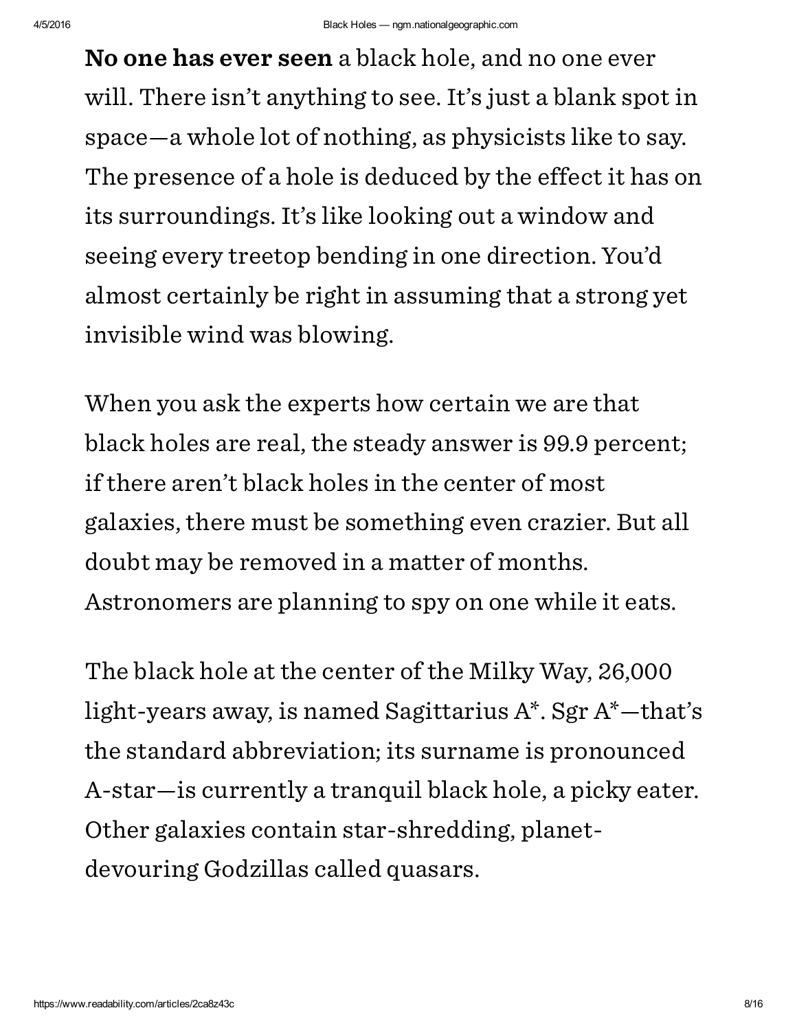**No one has ever seen** a black hole, and no one ever will. There isn't anything to see. It's just a blank spot in space—a whole lot of nothing, as physicists like to say. The presence of a hole is deduced by the effect it has on its surroundings. It's like looking out a window and seeing every treetop bending in one direction. You'd almost certainly be right in assuming that a strong yet invisible wind was blowing.

When you ask the experts how certain we are that black holes are real, the steady answer is 99.9 percent; if there aren't black holes in the center of most galaxies, there must be something even crazier. But all doubt may be removed in a matter of months. Astronomers are planning to spy on one while it eats.

The black hole at the center of the Milky Way, 26,000 light-years away, is named Sagittarius A*. Sgr A*—that's the standard abbreviation; its surname is pronounced A-star—is currently a tranquil black hole, a picky eater. Other galaxies contain star-shredding, planet-devouring Godzillas called quasars.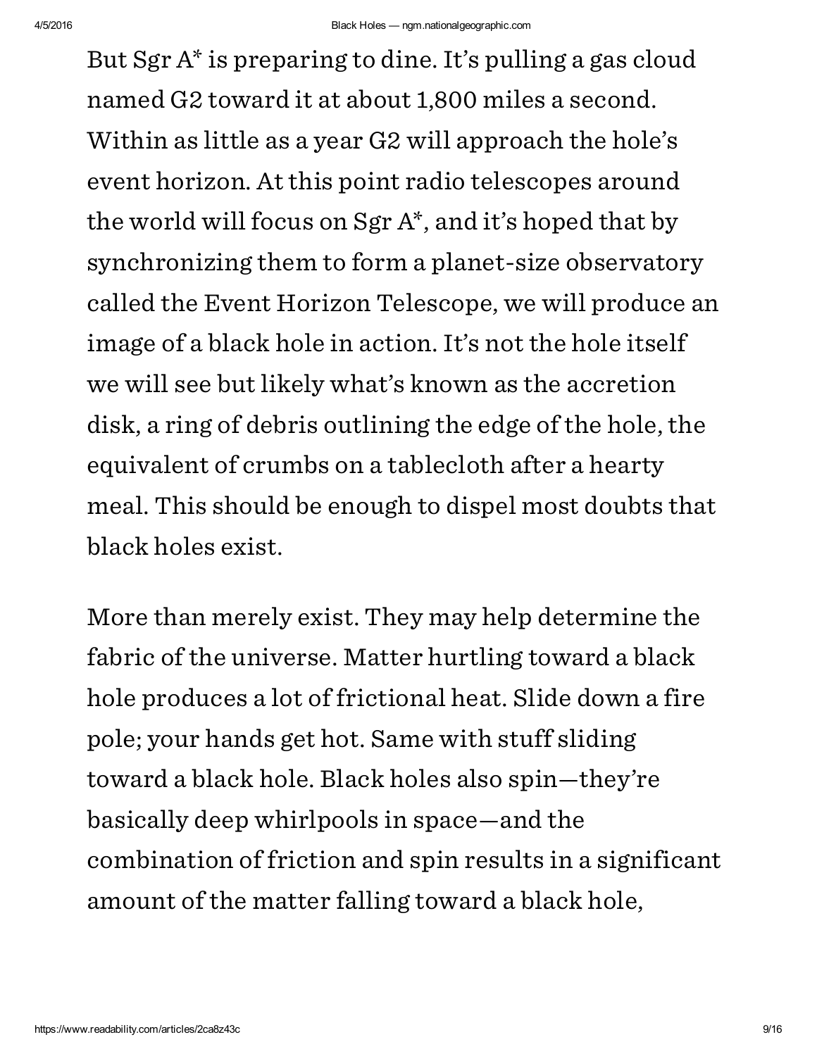But Sgr A* is preparing to dine. It's pulling a gas cloud named G2 toward it at about 1,800 miles a second. Within as little as a year G2 will approach the hole's event horizon. At this point radio telescopes around the world will focus on Sgr A*, and it's hoped that by synchronizing them to form a planet-size observatory called the Event Horizon Telescope, we will produce an image of a black hole in action. It's not the hole itself we will see but likely what's known as the accretion disk, a ring of debris outlining the edge of the hole, the equivalent of crumbs on a tablecloth after a hearty meal. This should be enough to dispel most doubts that black holes exist.

More than merely exist. They may help determine the fabric of the universe. Matter hurtling toward a black hole produces a lot of frictional heat. Slide down a fire pole; your hands get hot. Same with stuff sliding toward a black hole. Black holes also spin—they're basically deep whirlpools in space—and the combination of friction and spin results in a significant amount of the matter falling toward a black hole,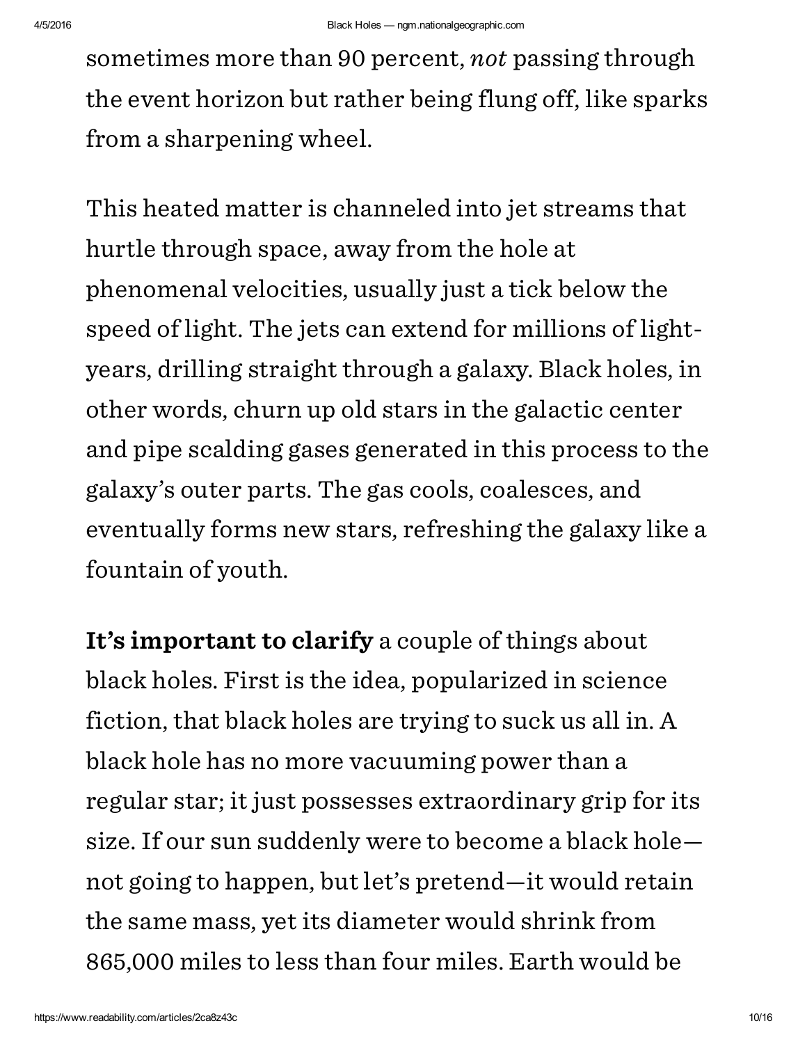sometimes more than 90 percent, *not* passing through the event horizon but rather being flung off, like sparks from a sharpening wheel.

This heated matter is channeled into jet streams that hurtle through space, away from the hole at phenomenal velocities, usually just a tick below the speed of light. The jets can extend for millions of light-years, drilling straight through a galaxy. Black holes, in other words, churn up old stars in the galactic center and pipe scalding gases generated in this process to the galaxy's outer parts. The gas cools, coalesces, and eventually forms new stars, refreshing the galaxy like a fountain of youth.

**It's important to clarify** a couple of things about black holes. First is the idea, popularized in science fiction, that black holes are trying to suck us all in. A black hole has no more vacuuming power than a regular star; it just possesses extraordinary grip for its size. If our sun suddenly were to become a black hole—not going to happen, but let's pretend—it would retain the same mass, yet its diameter would shrink from 865,000 miles to less than four miles. Earth would be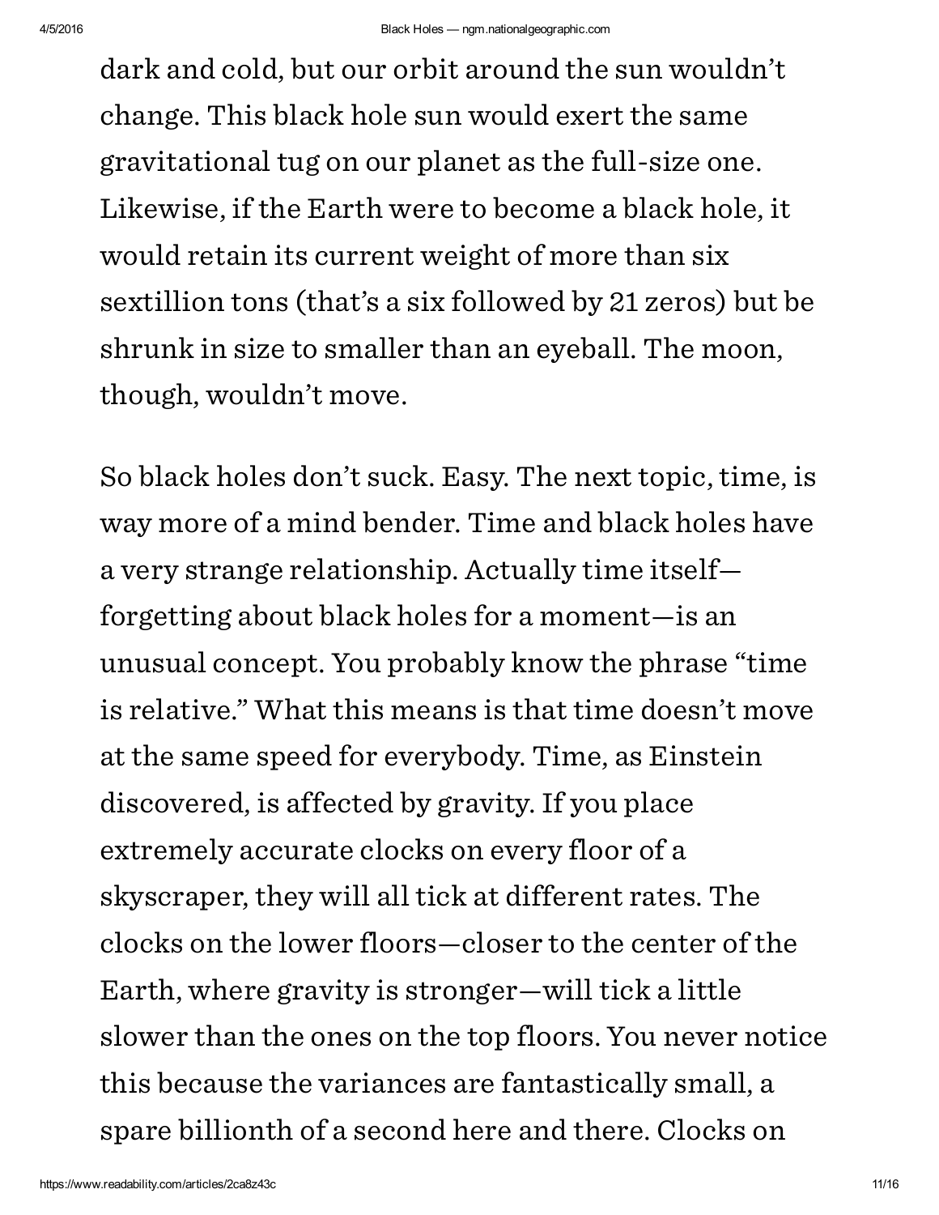dark and cold, but our orbit around the sun wouldn't change. This black hole sun would exert the same gravitational tug on our planet as the full-size one. Likewise, if the Earth were to become a black hole, it would retain its current weight of more than six sextillion tons (that's a six followed by 21 zeros) but be shrunk in size to smaller than an eyeball. The moon, though, wouldn't move.

So black holes don't suck. Easy. The next topic, time, is way more of a mind bender. Time and black holes have a very strange relationship. Actually time itself—forgetting about black holes for a moment—is an unusual concept. You probably know the phrase "time is relative." What this means is that time doesn't move at the same speed for everybody. Time, as Einstein discovered, is affected by gravity. If you place extremely accurate clocks on every floor of a skyscraper, they will all tick at different rates. The clocks on the lower floors—closer to the center of the Earth, where gravity is stronger—will tick a little slower than the ones on the top floors. You never notice this because the variances are fantastically small, a spare billionth of a second here and there. Clocks on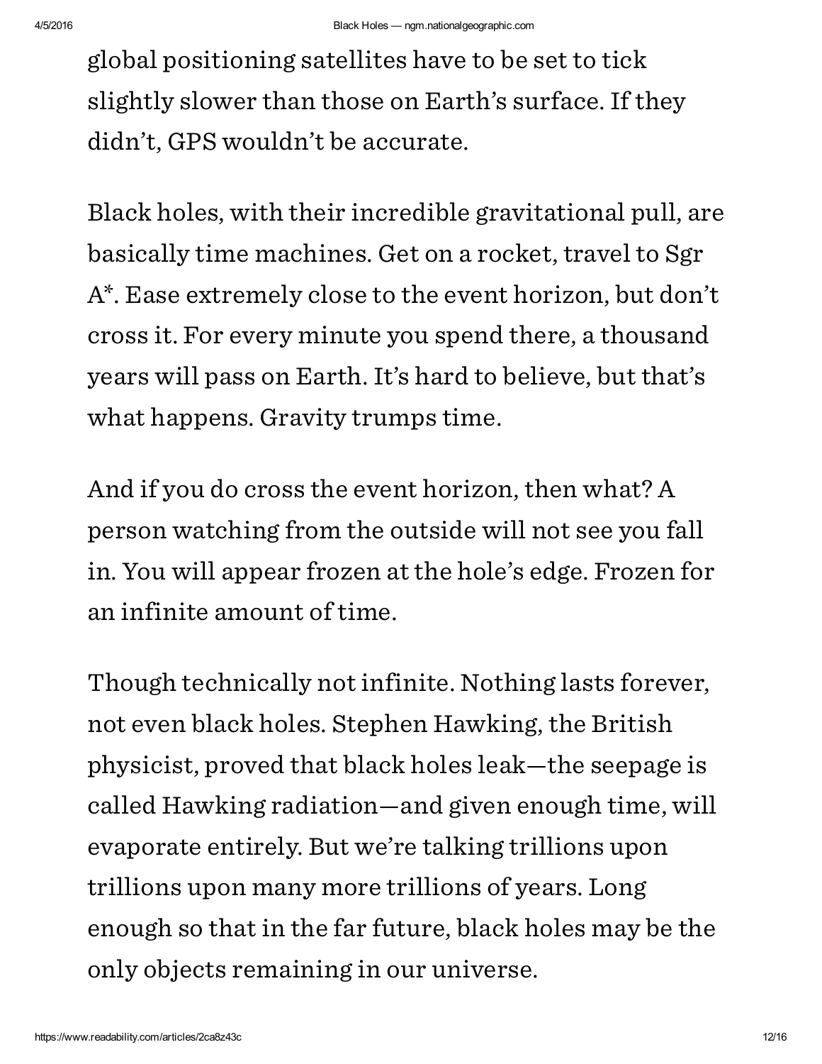global positioning satellites have to be set to tick slightly slower than those on Earth's surface. If they didn't, GPS wouldn't be accurate.

Black holes, with their incredible gravitational pull, are basically time machines. Get on a rocket, travel to Sgr A*. Ease extremely close to the event horizon, but don't cross it. For every minute you spend there, a thousand years will pass on Earth. It's hard to believe, but that's what happens. Gravity trumps time.

And if you do cross the event horizon, then what? A person watching from the outside will not see you fall in. You will appear frozen at the hole's edge. Frozen for an infinite amount of time.

Though technically not infinite. Nothing lasts forever, not even black holes. Stephen Hawking, the British physicist, proved that black holes leak—the seepage is called Hawking radiation—and given enough time, will evaporate entirely. But we're talking trillions upon trillions upon many more trillions of years. Long enough so that in the far future, black holes may be the only objects remaining in our universe.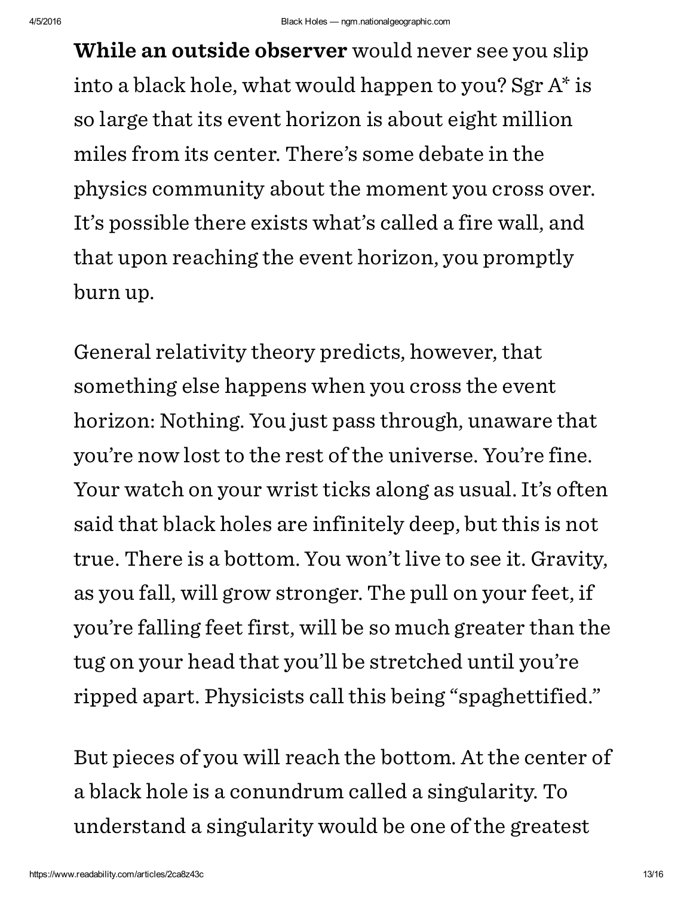**While an outside observer** would never see you slip into a black hole, what would happen to you? Sgr A* is so large that its event horizon is about eight million miles from its center. There's some debate in the physics community about the moment you cross over. It's possible there exists what's called a fire wall, and that upon reaching the event horizon, you promptly burn up.

General relativity theory predicts, however, that something else happens when you cross the event horizon: Nothing. You just pass through, unaware that you're now lost to the rest of the universe. You're fine. Your watch on your wrist ticks along as usual. It's often said that black holes are infinitely deep, but this is not true. There is a bottom. You won't live to see it. Gravity, as you fall, will grow stronger. The pull on your feet, if you're falling feet first, will be so much greater than the tug on your head that you'll be stretched until you're ripped apart. Physicists call this being "spaghettified."

But pieces of you will reach the bottom. At the center of a black hole is a conundrum called a singularity. To understand a singularity would be one of the greatest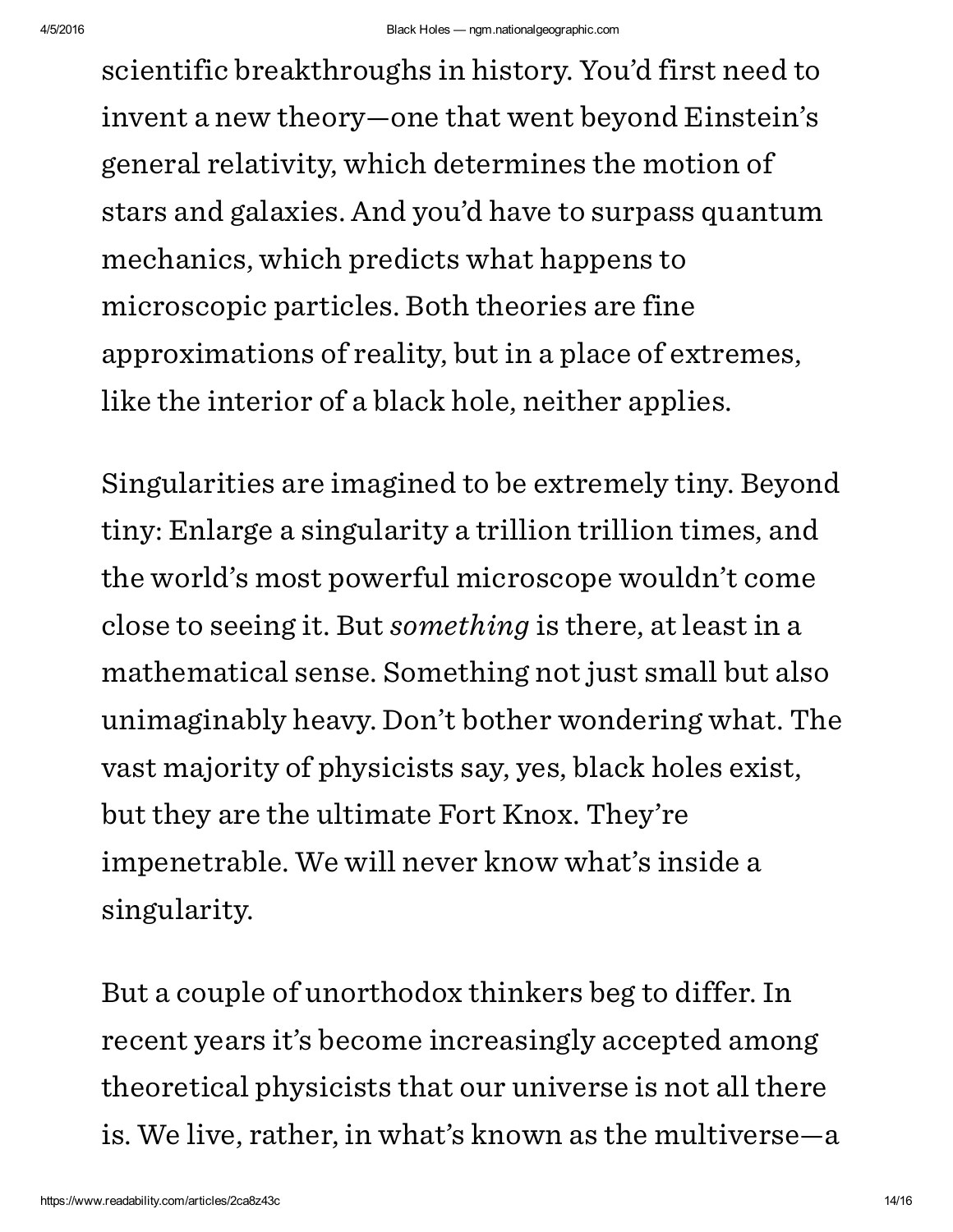scientific breakthroughs in history. You'd first need to invent a new theory—one that went beyond Einstein's general relativity, which determines the motion of stars and galaxies. And you'd have to surpass quantum mechanics, which predicts what happens to microscopic particles. Both theories are fine approximations of reality, but in a place of extremes, like the interior of a black hole, neither applies.

Singularities are imagined to be extremely tiny. Beyond tiny: Enlarge a singularity a trillion trillion times, and the world's most powerful microscope wouldn't come close to seeing it. But *something* is there, at least in a mathematical sense. Something not just small but also unimaginably heavy. Don't bother wondering what. The vast majority of physicists say, yes, black holes exist, but they are the ultimate Fort Knox. They're impenetrable. We will never know what's inside a singularity.

But a couple of unorthodox thinkers beg to differ. In recent years it's become increasingly accepted among theoretical physicists that our universe is not all there is. We live, rather, in what's known as the multiverse—a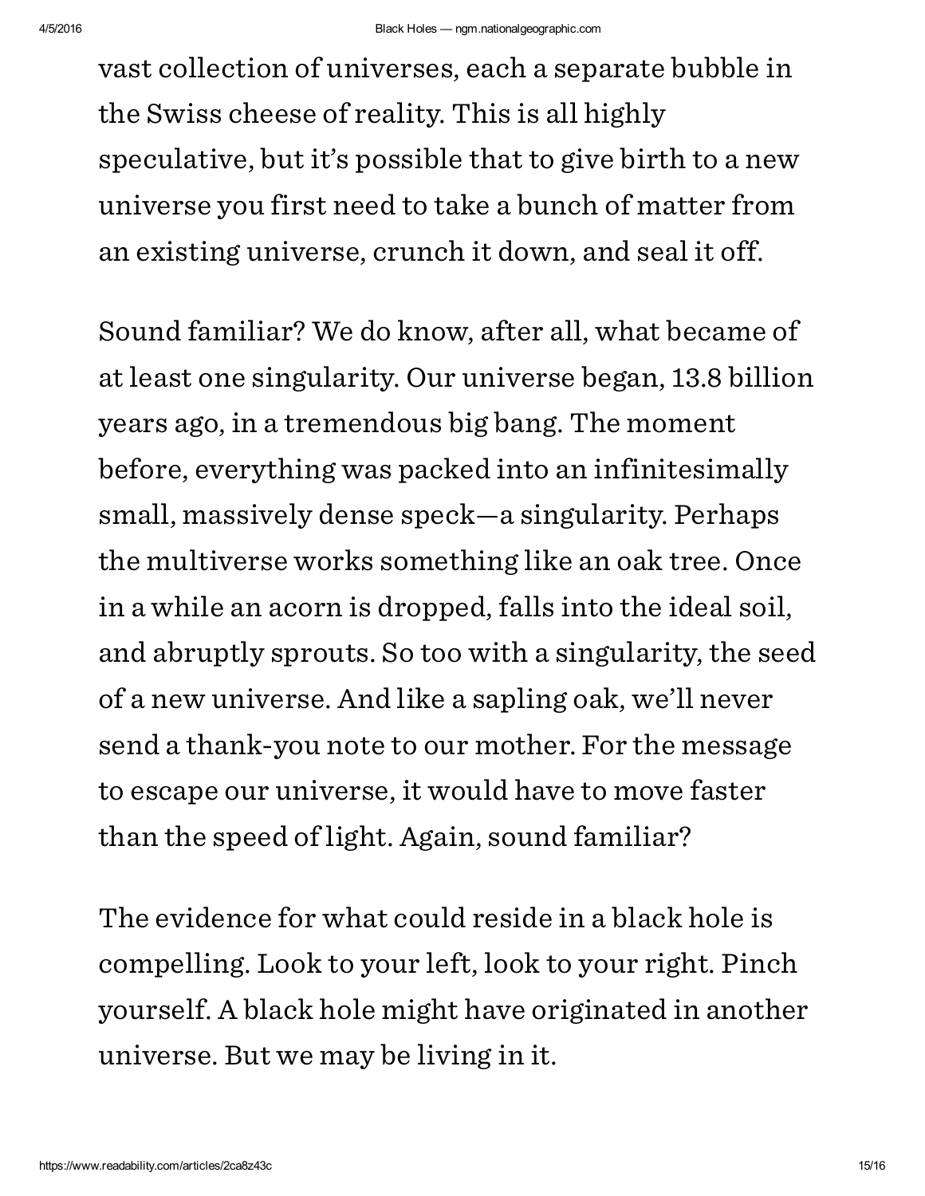vast collection of universes, each a separate bubble in the Swiss cheese of reality. This is all highly speculative, but it's possible that to give birth to a new universe you first need to take a bunch of matter from an existing universe, crunch it down, and seal it off.

Sound familiar? We do know, after all, what became of at least one singularity. Our universe began, 13.8 billion years ago, in a tremendous big bang. The moment before, everything was packed into an infinitesimally small, massively dense speck—a singularity. Perhaps the multiverse works something like an oak tree. Once in a while an acorn is dropped, falls into the ideal soil, and abruptly sprouts. So too with a singularity, the seed of a new universe. And like a sapling oak, we'll never send a thank-you note to our mother. For the message to escape our universe, it would have to move faster than the speed of light. Again, sound familiar?

The evidence for what could reside in a black hole is compelling. Look to your left, look to your right. Pinch yourself. A black hole might have originated in another universe. But we may be living in it.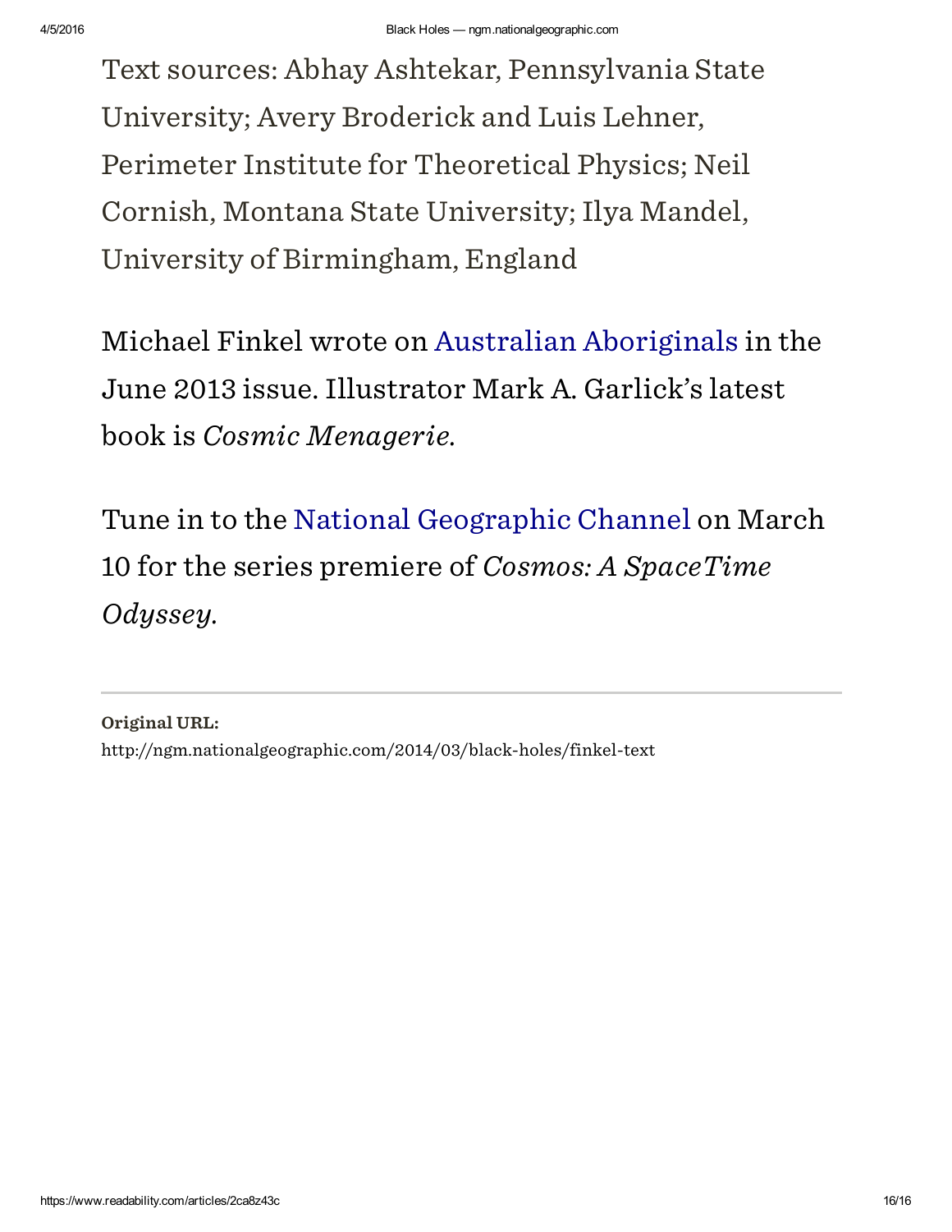Text sources: Abhay Ashtekar, Pennsylvania State University; Avery Broderick and Luis Lehner, Perimeter Institute for Theoretical Physics; Neil Cornish, Montana State University; Ilya Mandel, University of Birmingham, England

Michael Finkel wrote on Australian Aboriginals in the June 2013 issue. Illustrator Mark A. Garlick's latest book is *Cosmic Menagerie.*

Tune in to the National Geographic Channel on March 10 for the series premiere of *Cosmos: A SpaceTime Odyssey.*

---

**Original URL:**
http://ngm.nationalgeographic.com/2014/03/black-holes/finkel-text